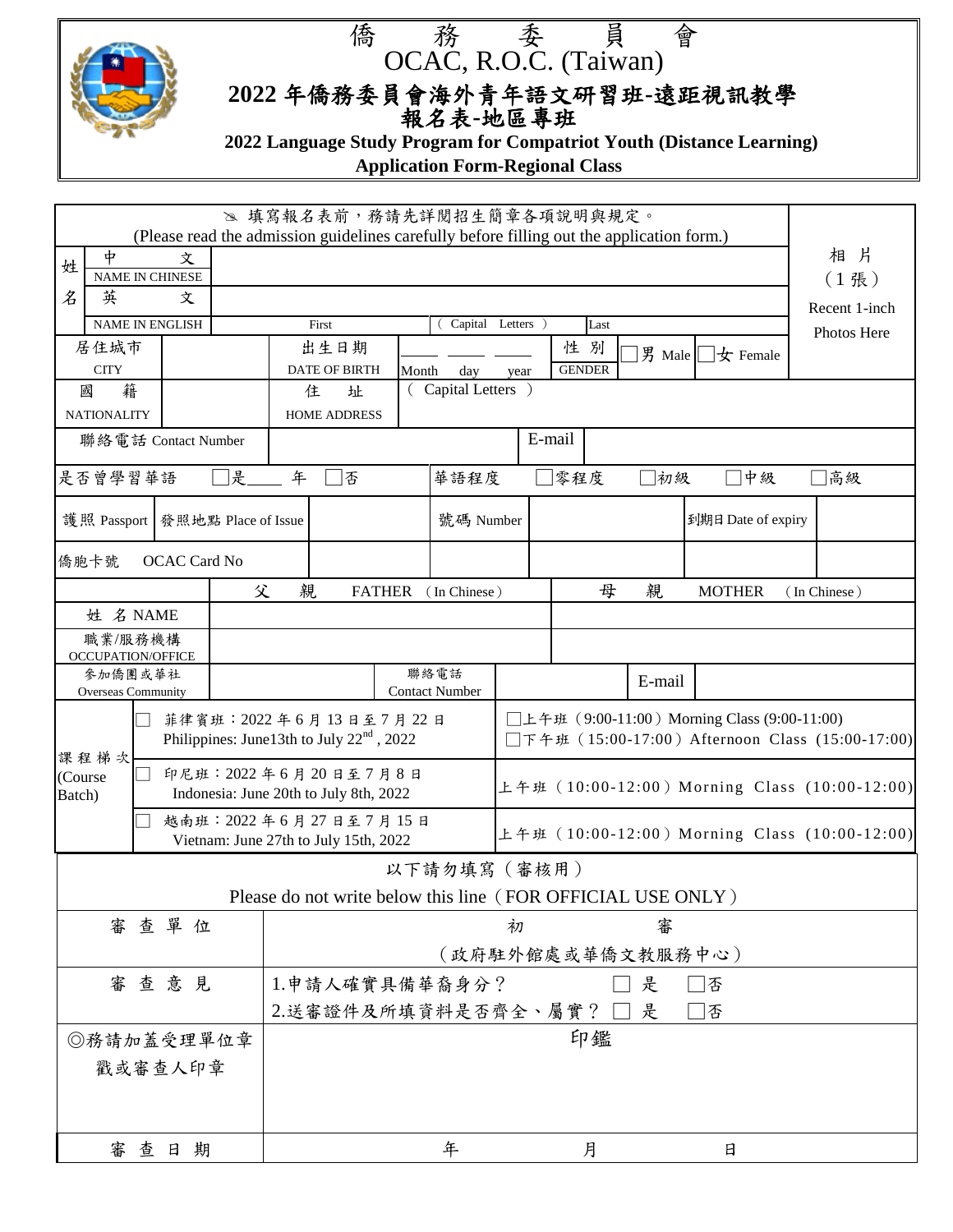# 僑 務 委 員 會

## OCAC, R.O.C. (Taiwan)

# 2022 年僑務委員會海外青年語文研習班-遠距視訊教學報名表-地區專班

**2022 Language Study Program for Compatriot Youth (Distance Learning)**
**Application Form-Regional Class**

✎ 填寫報名表前，務請先詳閱招生簡章各項說明與規定。
(Please read the admission guidelines carefully before filling out the application form.)

| 姓名 | 中 文 NAME IN CHINESE | | | | | | 相 片（1 張） Recent 1-inch Photos Here |
|---|---|---|---|---|---|---|---|
| | 英 文 NAME IN ENGLISH | First | ( Capital Letters ) | Last | | | |
| 居住城市 CITY | | 出生日期 DATE OF BIRTH | ___ ___ ___ Month day year | 性 別 GENDER | □男 Male □女 Female | | |
| 國 籍 NATIONALITY | | 住 址 HOME ADDRESS | ( Capital Letters ) | | | | |
| 聯絡電話 Contact Number | | | E-mail | | | | |
| 是否曾學習華語 | □是____ 年 □否 | | 華語程度 | □零程度 | □初級 | □中級 | □高級 |
| 護照 Passport | 發照地點 Place of Issue | | 號碼 Number | | 到期日 Date of expiry | | |
| 僑胞卡號 OCAC Card No | | | | | | | |

| | 父 親 FATHER (In Chinese) | | 母 親 MOTHER (In Chinese) | |
|---|---|---|---|---|
| 姓 名 NAME | | | | |
| 職業/服務機構 OCCUPATION/OFFICE | | | | |
| 參加僑團或華社 Overseas Community | | 聯絡電話 Contact Number | | E-mail |

| 課程梯次 (Course Batch) | | |
|---|---|---|
| | □ 菲律賓班：2022 年 6 月 13 日至 7 月 22 日 Philippines: June13th to July 22nd , 2022 | □上午班 (9:00-11:00) Morning Class (9:00-11:00) □下午班 (15:00-17:00) Afternoon Class (15:00-17:00) |
| | □ 印尼班：2022 年 6 月 20 日至 7 月 8 日 Indonesia: June 20th to July 8th, 2022 | 上午班 (10:00-12:00) Morning Class (10:00-12:00) |
| | □ 越南班：2022 年 6 月 27 日至 7 月 15 日 Vietnam: June 27th to July 15th, 2022 | 上午班 (10:00-12:00) Morning Class (10:00-12:00) |

以下請勿填寫（審核用）
Please do not write below this line（FOR OFFICIAL USE ONLY）

| 審查單位 | 初 審（政府駐外館處或華僑文教服務中心） |
|---|---|
| 審查意見 | 1.申請人確實具備華裔身分？ □ 是 □否<br>2.送審證件及所填資料是否齊全、屬實？ □ 是 □否 |
| ◎務請加蓋受理單位章戳或審查人印章 | 印鑑 |
| 審查日期 | 年 月 日 |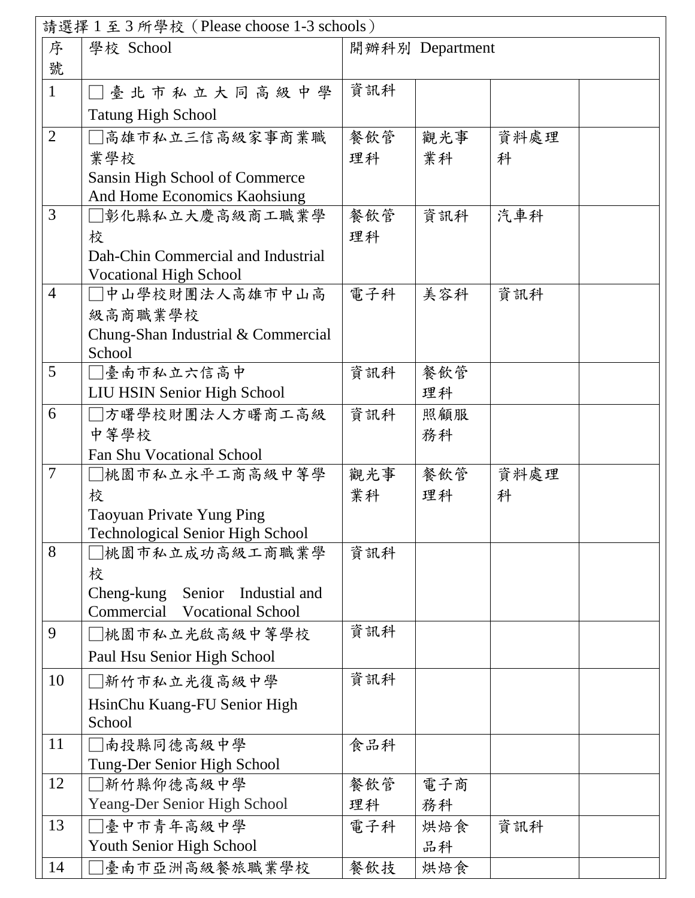請選擇 1 至 3 所學校（Please choose 1-3 schools）

| 序號 | 學校 School | 開辦科別 Department | | | |
|---|---|---|---|---|---|
| 1 | □臺北市私立大同高級中學<br>Tatung High School | 資訊科 | | | |
| 2 | □高雄市私立三信高級家事商業職業學校<br>Sansin High School of Commerce And Home Economics Kaohsiung | 餐飲管理科 | 觀光事業科 | 資料處理科 | |
| 3 | □彰化縣私立大慶高級商工職業學校<br>Dah-Chin Commercial and Industrial Vocational High School | 餐飲管理科 | 資訊科 | 汽車科 | |
| 4 | □中山學校財團法人高雄市中山高級高商職業學校<br>Chung-Shan Industrial & Commercial School | 電子科 | 美容科 | 資訊科 | |
| 5 | □臺南市私立六信高中<br>LIU HSIN Senior High School | 資訊科 | 餐飲管理科 | | |
| 6 | □方曙學校財團法人方曙商工高級中等學校<br>Fan Shu Vocational School | 資訊科 | 照顧服務科 | | |
| 7 | □桃園市私立永平工商高級中等學校<br>Taoyuan Private Yung Ping Technological Senior High School | 觀光事業科 | 餐飲管理科 | 資料處理科 | |
| 8 | □桃園市私立成功高級工商職業學校<br>Cheng-kung Senior Industial and Commercial Vocational School | 資訊科 | | | |
| 9 | □桃園市私立光啟高級中等學校<br>Paul Hsu Senior High School | 資訊科 | | | |
| 10 | □新竹市私立光復高級中學<br>HsinChu Kuang-FU Senior High School | 資訊科 | | | |
| 11 | □南投縣同德高級中學<br>Tung-Der Senior High School | 食品科 | | | |
| 12 | □新竹縣仰德高級中學<br>Yeang-Der Senior High School | 餐飲管理科 | 電子商務科 | | |
| 13 | □臺中市青年高級中學<br>Youth Senior High School | 電子科 | 烘焙食品科 | 資訊科 | |
| 14 | □臺南市亞洲高級餐旅職業學校 | 餐飲技 | 烘焙食 | | |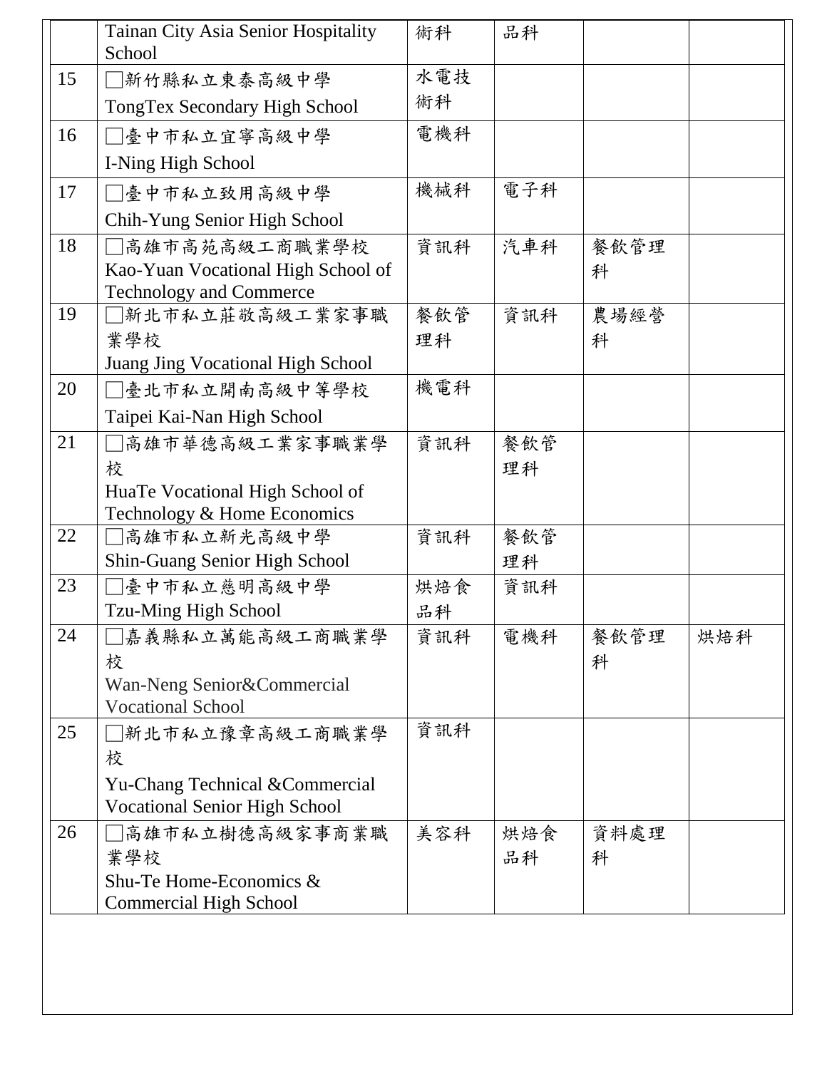| | | | | | |
|---|---|---|---|---|---|
| | Tainan City Asia Senior Hospitality School | 術科 | 品科 | | |
| 15 | □新竹縣私立東泰高級中學 TongTex Secondary High School | 水電技術科 | | | |
| 16 | □臺中市私立宜寧高級中學 I-Ning High School | 電機科 | | | |
| 17 | □臺中市私立致用高級中學 Chih-Yung Senior High School | 機械科 | 電子科 | | |
| 18 | □高雄市高苑高級工商職業學校 Kao-Yuan Vocational High School of Technology and Commerce | 資訊科 | 汽車科 | 餐飲管理科 | |
| 19 | □新北市私立莊敬高級工業家事職業學校 Juang Jing Vocational High School | 餐飲管理科 | 資訊科 | 農場經營科 | |
| 20 | □臺北市私立開南高級中等學校 Taipei Kai-Nan High School | 機電科 | | | |
| 21 | □高雄市華德高級工業家事職業學校 HuaTe Vocational High School of Technology & Home Economics | 資訊科 | 餐飲管理科 | | |
| 22 | □高雄市私立新光高級中學 Shin-Guang Senior High School | 資訊科 | 餐飲管理科 | | |
| 23 | □臺中市私立慈明高級中學 Tzu-Ming High School | 烘焙食品科 | 資訊科 | | |
| 24 | □嘉義縣私立萬能高級工商職業學校 Wan-Neng Senior&Commercial Vocational School | 資訊科 | 電機科 | 餐飲管理科 | 烘焙科 |
| 25 | □新北市私立豫章高級工商職業學校 Yu-Chang Technical &Commercial Vocational Senior High School | 資訊科 | | | |
| 26 | □高雄市私立樹德高級家事商業職業學校 Shu-Te Home-Economics & Commercial High School | 美容科 | 烘焙食品科 | 資料處理科 | |